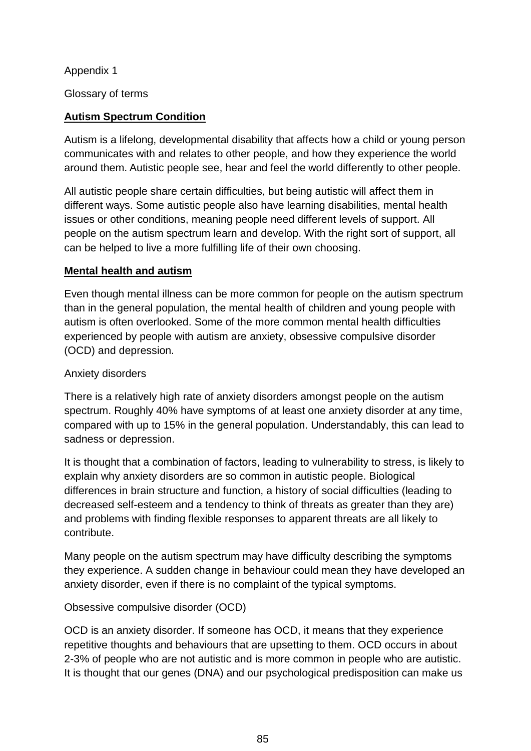Appendix 1

Glossary of terms

## **Autism Spectrum Condition**

Autism is a lifelong, developmental disability that affects how a child or young person communicates with and relates to other people, and how they experience the world around them. Autistic people see, hear and feel the world differently to other people.

All autistic people share certain difficulties, but being autistic will affect them in different ways. Some autistic people also have learning disabilities, mental health issues or other conditions, meaning people need different levels of support. All people on the autism spectrum learn and develop. With the right sort of support, all can be helped to live a more fulfilling life of their own choosing.

## **Mental health and autism**

Even though mental illness can be more common for people on the autism spectrum than in the general population, the mental health of children and young people with autism is often overlooked. Some of the more common mental health difficulties experienced by people with autism are anxiety, obsessive compulsive disorder (OCD) and depression.

### Anxiety disorders

There is a relatively high rate of anxiety disorders amongst people on the autism spectrum. Roughly 40% have symptoms of at least one anxiety disorder at any time, compared with up to 15% in the general population. Understandably, this can lead to sadness or depression.

It is thought that a combination of factors, leading to vulnerability to stress, is likely to explain why anxiety disorders are so common in autistic people. Biological differences in brain structure and function, a history of social difficulties (leading to decreased self-esteem and a tendency to think of threats as greater than they are) and problems with finding flexible responses to apparent threats are all likely to contribute.

Many people on the autism spectrum may have difficulty describing the symptoms they experience. A sudden change in behaviour could mean they have developed an anxiety disorder, even if there is no complaint of the typical symptoms.

### Obsessive compulsive disorder (OCD)

OCD is an anxiety disorder. If someone has OCD, it means that they experience repetitive thoughts and behaviours that are upsetting to them. OCD occurs in about 2-3% of people who are not autistic and is more common in people who are autistic. It is thought that our genes (DNA) and our psychological predisposition can make us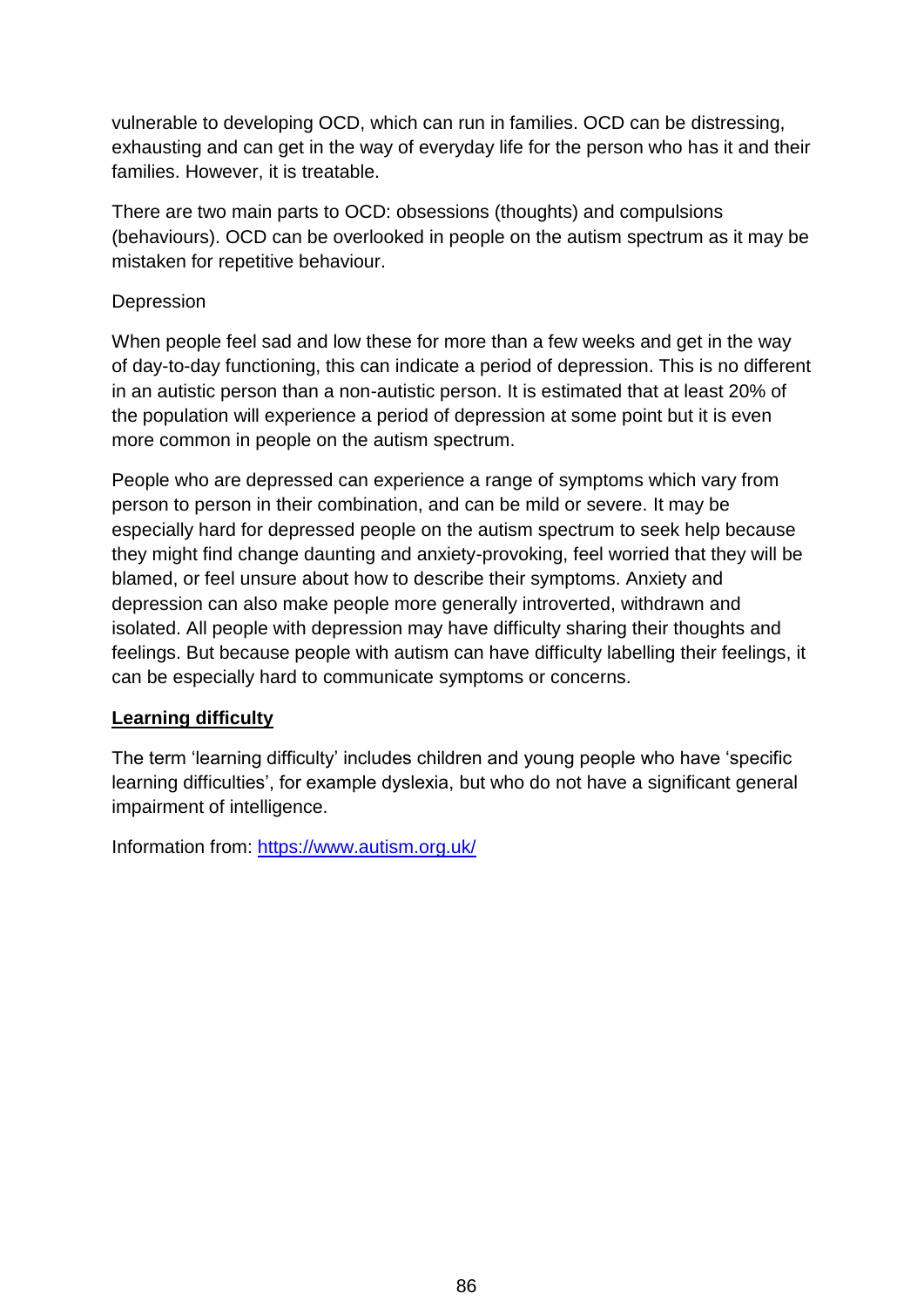vulnerable to developing OCD, which can run in families. OCD can be distressing, exhausting and can get in the way of everyday life for the person who has it and their families. However, it is treatable.

There are two main parts to OCD: obsessions (thoughts) and compulsions (behaviours). OCD can be overlooked in people on the autism spectrum as it may be mistaken for repetitive behaviour.

Depression

When people feel sad and low these for more than a few weeks and get in the way of day-to-day functioning, this can indicate a period of depression. This is no different in an autistic person than a non-autistic person. It is estimated that at least 20% of the population will experience a period of depression at some point but it is even more common in people on the autism spectrum.

People who are depressed can experience a range of symptoms which vary from person to person in their combination, and can be mild or severe. It may be especially hard for depressed people on the autism spectrum to seek help because they might find change daunting and anxiety-provoking, feel worried that they will be blamed, or feel unsure about how to describe their symptoms. Anxiety and depression can also make people more generally introverted, withdrawn and isolated. All people with depression may have difficulty sharing their thoughts and feelings. But because people with autism can have difficulty labelling their feelings, it can be especially hard to communicate symptoms or concerns.

**Learning difficulty**

The term 'learning difficulty' includes children and young people who have 'specific learning difficulties', for example dyslexia, but who do not have a significant general impairment of intelligence.

Information from: https://www.autism.org.uk/